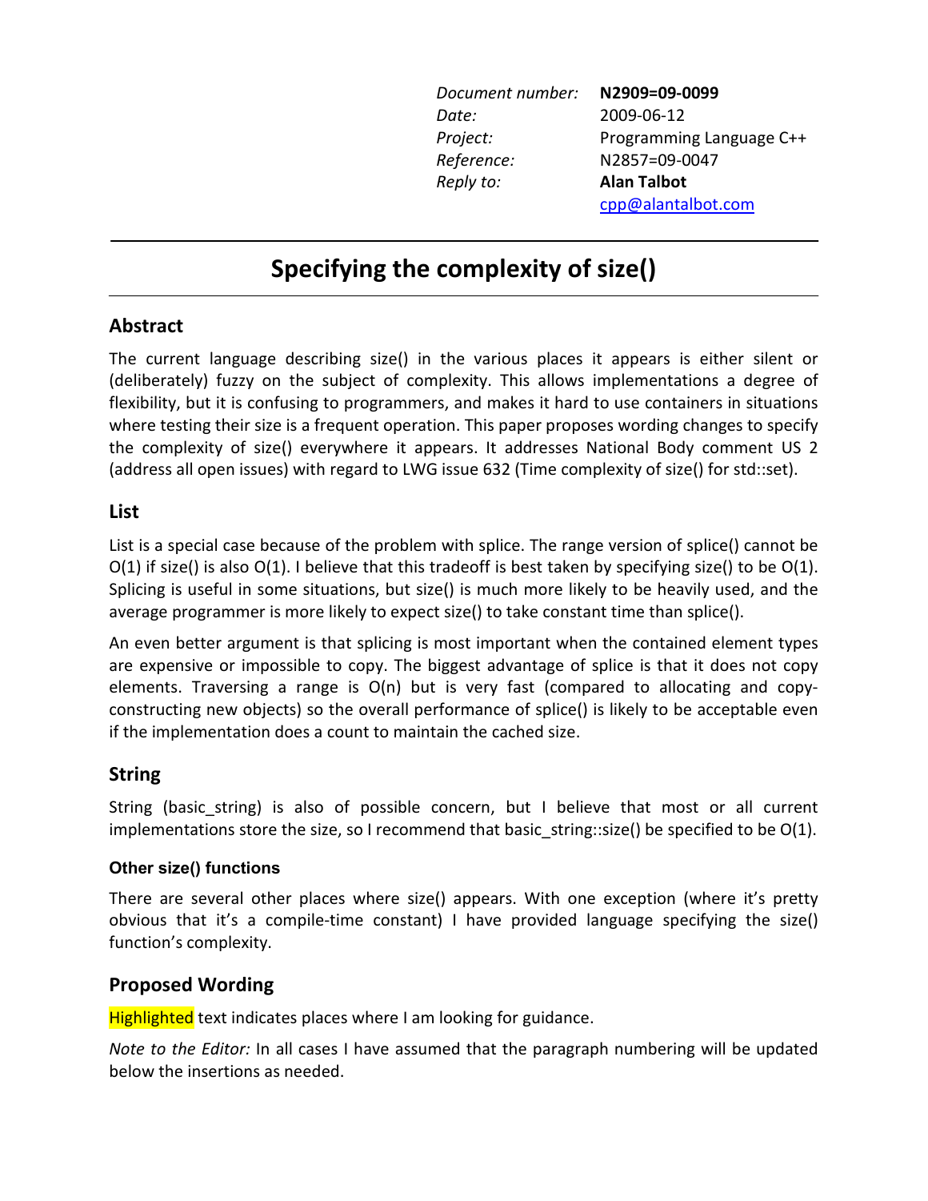| | |
|---|---|
| *Document number:* | **N2909=09-0099** |
| *Date:* | 2009-06-12 |
| *Project:* | Programming Language C++ |
| *Reference:* | N2857=09-0047 |
| *Reply to:* | **Alan Talbot** |
| | cpp@alantalbot.com |

# Specifying the complexity of size()

## Abstract

The current language describing size() in the various places it appears is either silent or (deliberately) fuzzy on the subject of complexity. This allows implementations a degree of flexibility, but it is confusing to programmers, and makes it hard to use containers in situations where testing their size is a frequent operation. This paper proposes wording changes to specify the complexity of size() everywhere it appears. It addresses National Body comment US 2 (address all open issues) with regard to LWG issue 632 (Time complexity of size() for std::set).

## List

List is a special case because of the problem with splice. The range version of splice() cannot be O(1) if size() is also O(1). I believe that this tradeoff is best taken by specifying size() to be O(1). Splicing is useful in some situations, but size() is much more likely to be heavily used, and the average programmer is more likely to expect size() to take constant time than splice().

An even better argument is that splicing is most important when the contained element types are expensive or impossible to copy. The biggest advantage of splice is that it does not copy elements. Traversing a range is O(n) but is very fast (compared to allocating and copy-constructing new objects) so the overall performance of splice() is likely to be acceptable even if the implementation does a count to maintain the cached size.

## String

String (basic_string) is also of possible concern, but I believe that most or all current implementations store the size, so I recommend that basic_string::size() be specified to be O(1).

### Other size() functions

There are several other places where size() appears. With one exception (where it's pretty obvious that it's a compile-time constant) I have provided language specifying the size() function's complexity.

## Proposed Wording

Highlighted text indicates places where I am looking for guidance.

*Note to the Editor:* In all cases I have assumed that the paragraph numbering will be updated below the insertions as needed.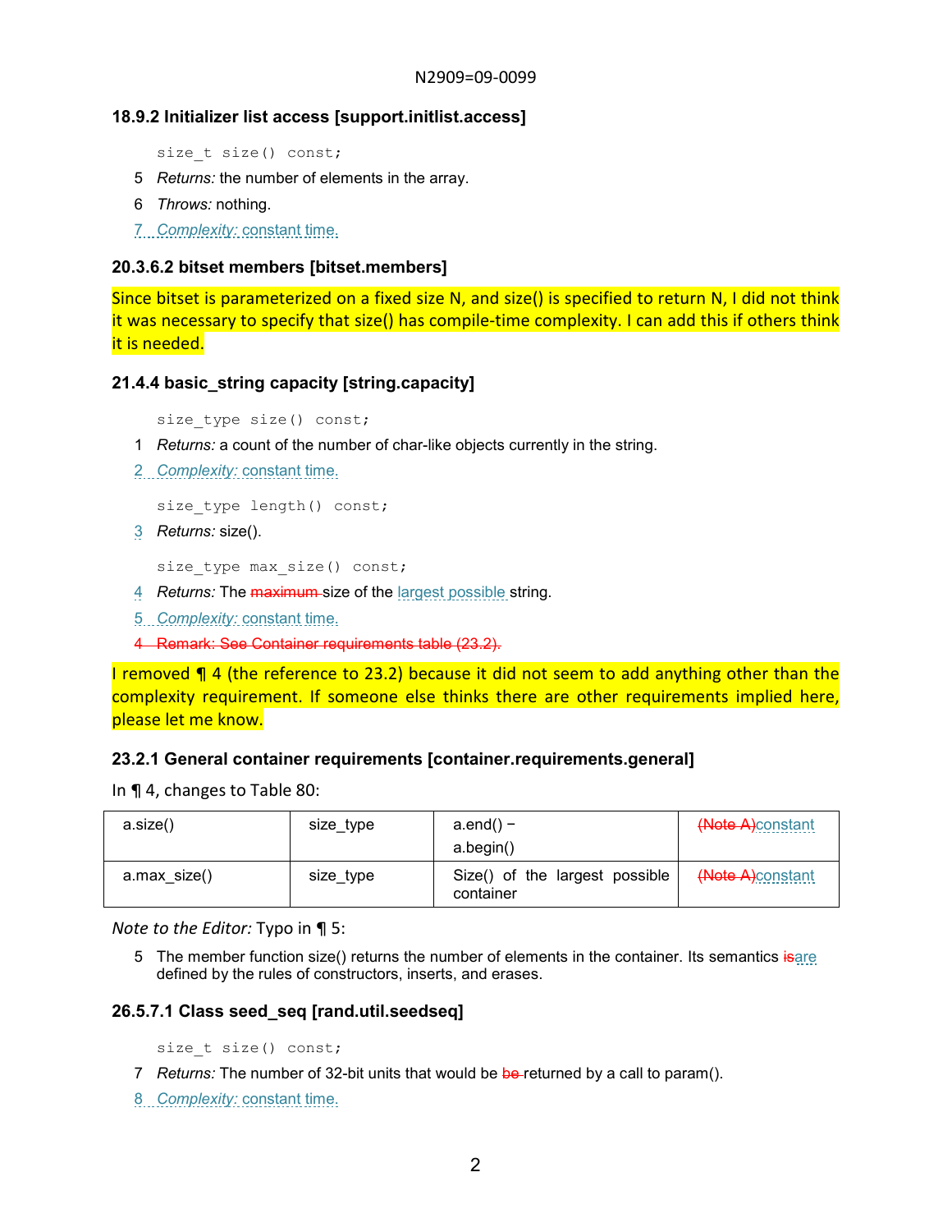### 18.9.2 Initializer list access [support.initlist.access]

```
size_t size() const;
```

5 *Returns:* the number of elements in the array.

6 *Throws:* nothing.

7 *Complexity:* constant time.

### 20.3.6.2 bitset members [bitset.members]

Since bitset is parameterized on a fixed size N, and size() is specified to return N, I did not think it was necessary to specify that size() has compile-time complexity. I can add this if others think it is needed.

### 21.4.4 basic_string capacity [string.capacity]

```
size_type size() const;
```

1 *Returns:* a count of the number of char-like objects currently in the string.

2 *Complexity:* constant time.

```
size_type length() const;
```

3 *Returns:* size().

```
size_type max_size() const;
```

4 *Returns:* The ~~maximum~~ size of the largest possible string.

5 *Complexity:* constant time.

~~4 Remark: See Container requirements table (23.2).~~

I removed ¶ 4 (the reference to 23.2) because it did not seem to add anything other than the complexity requirement. If someone else thinks there are other requirements implied here, please let me know.

### 23.2.1 General container requirements [container.requirements.general]

In ¶ 4, changes to Table 80:

| | | | |
|---|---|---|---|
| a.size() | size_type | a.end() − a.begin() | ~~(Note A)~~constant |
| a.max_size() | size_type | Size() of the largest possible container | ~~(Note A)~~constant |

*Note to the Editor:* Typo in ¶ 5:

5 The member function size() returns the number of elements in the container. Its semantics ~~is~~are defined by the rules of constructors, inserts, and erases.

### 26.5.7.1 Class seed_seq [rand.util.seedseq]

```
size_t size() const;
```

7 *Returns:* The number of 32-bit units that would be ~~be~~ returned by a call to param().

8 *Complexity:* constant time.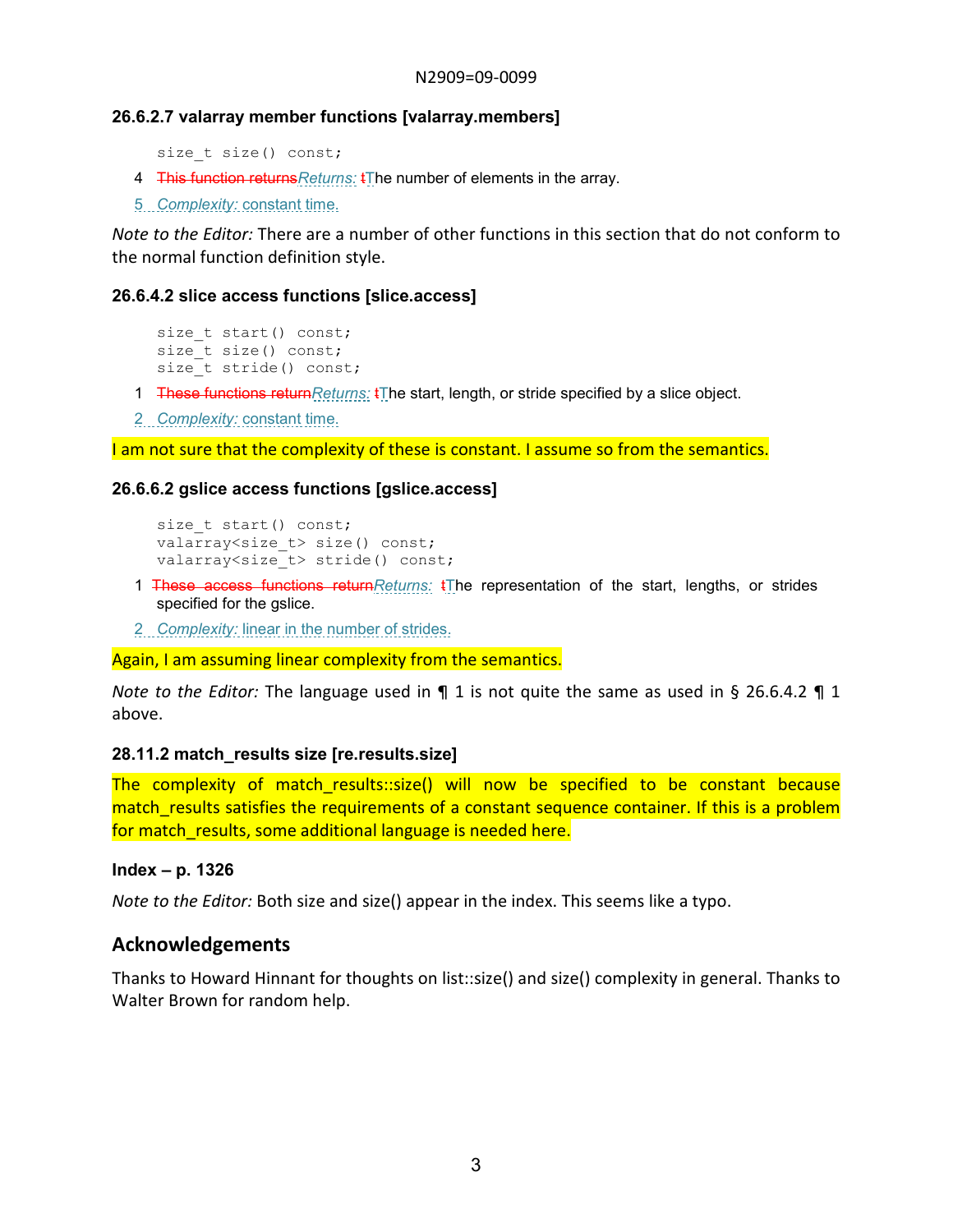### 26.6.2.7 valarray member functions [valarray.members]

```
size_t size() const;
```

4 ~~This function returns~~*Returns:* ~~t~~The number of elements in the array.

5 *Complexity:* constant time.

*Note to the Editor:* There are a number of other functions in this section that do not conform to the normal function definition style.

### 26.6.4.2 slice access functions [slice.access]

```
size_t start() const;
size_t size() const;
size_t stride() const;
```

1 ~~These functions return~~*Returns:* ~~t~~The start, length, or stride specified by a slice object.

2 *Complexity:* constant time.

I am not sure that the complexity of these is constant. I assume so from the semantics.

### 26.6.6.2 gslice access functions [gslice.access]

```
size_t start() const;
valarray<size_t> size() const;
valarray<size_t> stride() const;
```

1 ~~These access functions return~~*Returns:* ~~t~~The representation of the start, lengths, or strides specified for the gslice.

2 *Complexity:* linear in the number of strides.

Again, I am assuming linear complexity from the semantics.

*Note to the Editor:* The language used in ¶ 1 is not quite the same as used in § 26.6.4.2 ¶ 1 above.

### 28.11.2 match_results size [re.results.size]

The complexity of match_results::size() will now be specified to be constant because match_results satisfies the requirements of a constant sequence container. If this is a problem for match_results, some additional language is needed here.

### Index – p. 1326

*Note to the Editor:* Both size and size() appear in the index. This seems like a typo.

## Acknowledgements

Thanks to Howard Hinnant for thoughts on list::size() and size() complexity in general. Thanks to Walter Brown for random help.